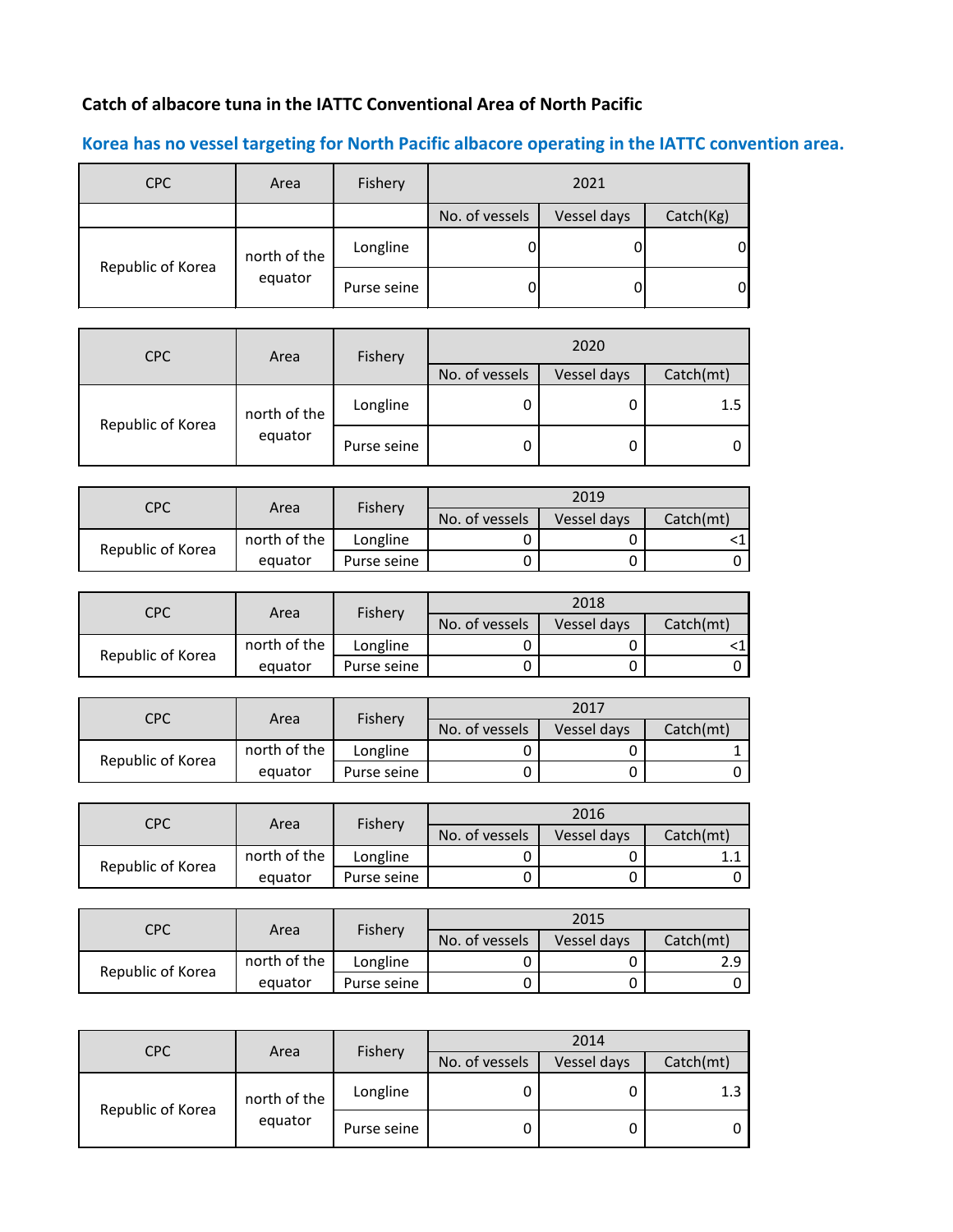**Catch of albacore tuna in the IATTC Conventional Area of North Pacific**

**Korea has no vessel targeting for North Pacific albacore operating in the IATTC convention area.**

| CPC | Area | Fishery | 2021 | | |
|---|---|---|---|---|---|
| | | | No. of vessels | Vessel days | Catch(Kg) |
| Republic of Korea | north of the equator | Longline | 0 | 0 | 0 |
| | | Purse seine | 0 | 0 | 0 |

| CPC | Area | Fishery | 2020 | | |
|---|---|---|---|---|---|
| | | | No. of vessels | Vessel days | Catch(mt) |
| Republic of Korea | north of the equator | Longline | 0 | 0 | 1.5 |
| | | Purse seine | 0 | 0 | 0 |

| CPC | Area | Fishery | 2019 | | |
|---|---|---|---|---|---|
| | | | No. of vessels | Vessel days | Catch(mt) |
| Republic of Korea | north of the equator | Longline | 0 | 0 | <1 |
| | | Purse seine | 0 | 0 | 0 |

| CPC | Area | Fishery | 2018 | | |
|---|---|---|---|---|---|
| | | | No. of vessels | Vessel days | Catch(mt) |
| Republic of Korea | north of the equator | Longline | 0 | 0 | <1 |
| | | Purse seine | 0 | 0 | 0 |

| CPC | Area | Fishery | 2017 | | |
|---|---|---|---|---|---|
| | | | No. of vessels | Vessel days | Catch(mt) |
| Republic of Korea | north of the equator | Longline | 0 | 0 | 1 |
| | | Purse seine | 0 | 0 | 0 |

| CPC | Area | Fishery | 2016 | | |
|---|---|---|---|---|---|
| | | | No. of vessels | Vessel days | Catch(mt) |
| Republic of Korea | north of the equator | Longline | 0 | 0 | 1.1 |
| | | Purse seine | 0 | 0 | 0 |

| CPC | Area | Fishery | 2015 | | |
|---|---|---|---|---|---|
| | | | No. of vessels | Vessel days | Catch(mt) |
| Republic of Korea | north of the equator | Longline | 0 | 0 | 2.9 |
| | | Purse seine | 0 | 0 | 0 |

| CPC | Area | Fishery | 2014 | | |
|---|---|---|---|---|---|
| | | | No. of vessels | Vessel days | Catch(mt) |
| Republic of Korea | north of the equator | Longline | 0 | 0 | 1.3 |
| | | Purse seine | 0 | 0 | 0 |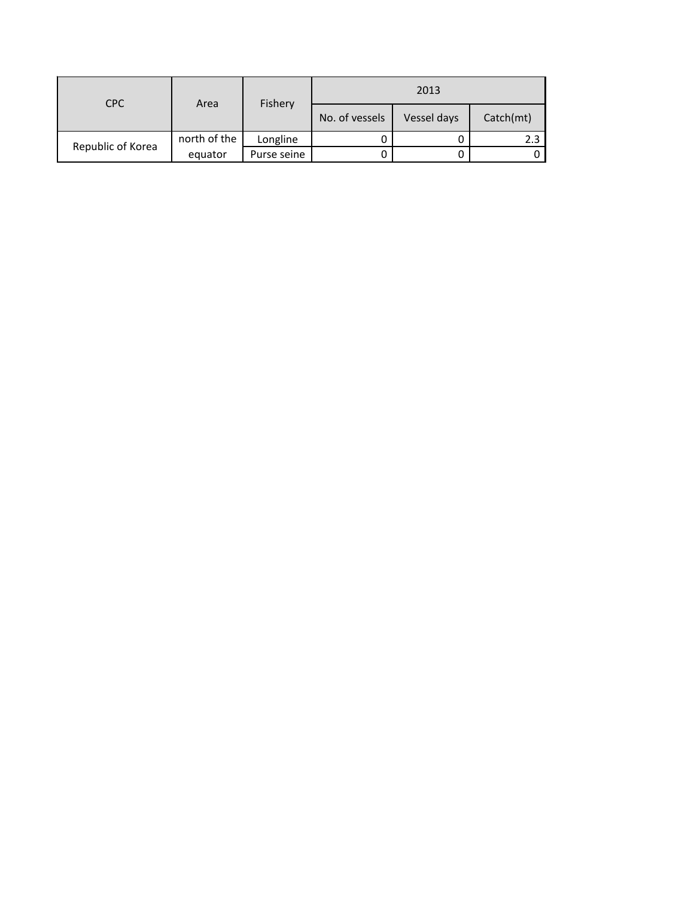| CPC | Area | Fishery | 2013 | | |
|---|---|---|---|---|---|
| | | | No. of vessels | Vessel days | Catch(mt) |
| Republic of Korea | north of the equator | Longline | 0 | 0 | 2.3 |
| | | Purse seine | 0 | 0 | 0 |